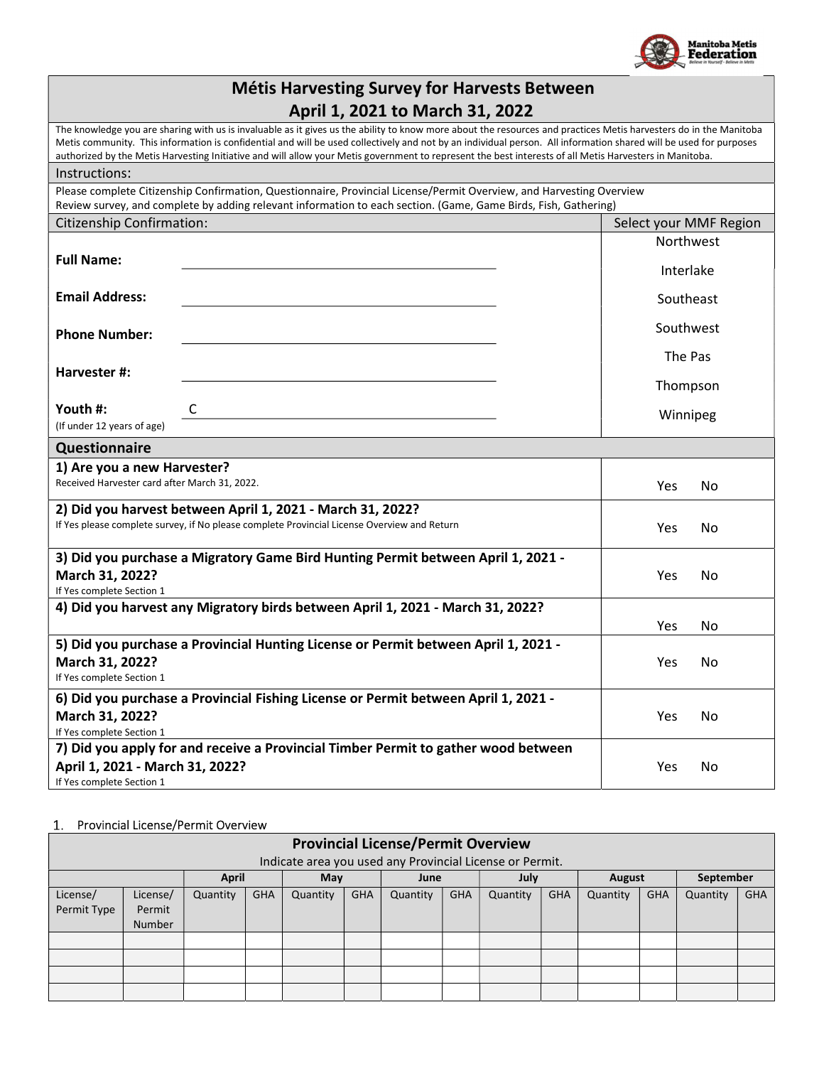# Métis Harvesting Survey for Harvests Between April 1, 2021 to March 31, 2022

The knowledge you are sharing with us is invaluable as it gives us the ability to know more about the resources and practices Metis harvesters do in the Manitoba Metis community. This information is confidential and will be used collectively and not by an individual person. All information shared will be used for purposes authorized by the Metis Harvesting Initiative and will allow your Metis government to represent the best interests of all Metis Harvesters in Manitoba.

## Instructions:

Please complete Citizenship Confirmation, Questionnaire, Provincial License/Permit Overview, and Harvesting Overview
Review survey, and complete by adding relevant information to each section. (Game, Game Birds, Fish, Gathering)

## Citizenship Confirmation:

**Full Name:** ______________________________

**Email Address:** ______________________________

**Phone Number:** ______________________________

**Harvester #:** ______________________________

**Youth #:** C ______________________________
(If under 12 years of age)

**Select your MMF Region**

- Northwest
- Interlake
- Southeast
- Southwest
- The Pas
- Thompson
- Winnipeg

## Questionnaire

| Question | |
|---|---|
| **1) Are you a new Harvester?**<br>Received Harvester card after March 31, 2022. | Yes No |
| **2) Did you harvest between April 1, 2021 - March 31, 2022?**<br>If Yes please complete survey, if No please complete Provincial License Overview and Return | Yes No |
| **3) Did you purchase a Migratory Game Bird Hunting Permit between April 1, 2021 - March 31, 2022?**<br>If Yes complete Section 1 | Yes No |
| **4) Did you harvest any Migratory birds between April 1, 2021 - March 31, 2022?** | Yes No |
| **5) Did you purchase a Provincial Hunting License or Permit between April 1, 2021 - March 31, 2022?**<br>If Yes complete Section 1 | Yes No |
| **6) Did you purchase a Provincial Fishing License or Permit between April 1, 2021 - March 31, 2022?**<br>If Yes complete Section 1 | Yes No |
| **7) Did you apply for and receive a Provincial Timber Permit to gather wood between April 1, 2021 - March 31, 2022?**<br>If Yes complete Section 1 | Yes No |

1. Provincial License/Permit Overview

**Provincial License/Permit Overview**

Indicate area you used any Provincial License or Permit.

| | | April | | May | | June | | July | | August | | September | |
|---|---|---|---|---|---|---|---|---|---|---|---|---|---|
| License/ Permit Type | License/ Permit Number | Quantity | GHA | Quantity | GHA | Quantity | GHA | Quantity | GHA | Quantity | GHA | Quantity | GHA |
| | | | | | | | | | | | | | |
| | | | | | | | | | | | | | |
| | | | | | | | | | | | | | |
| | | | | | | | | | | | | | |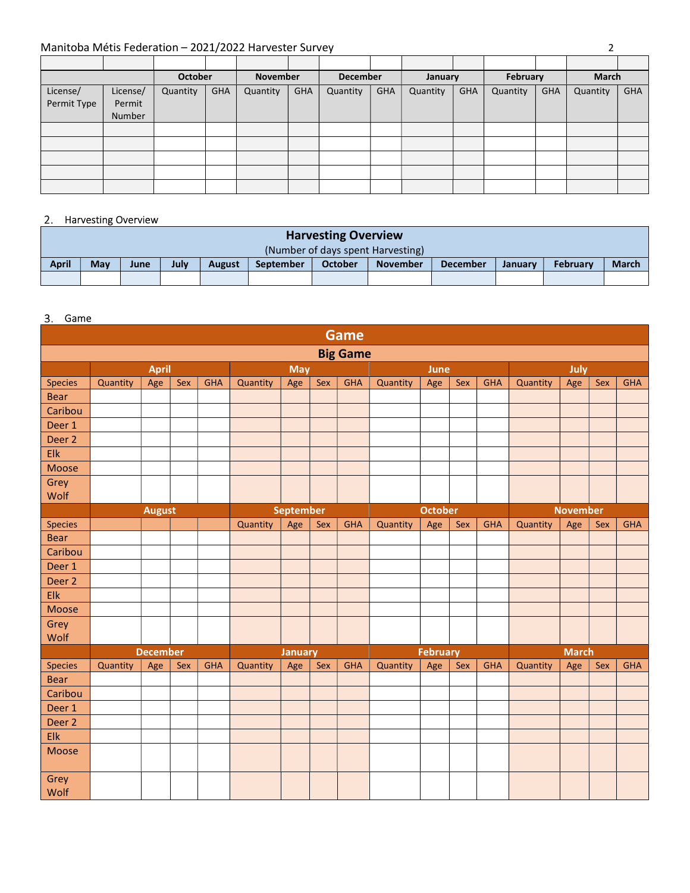| | | October | | November | | December | | January | | February | | March | |
|---|---|---|---|---|---|---|---|---|---|---|---|---|---|
| License/ Permit Type | License/ Permit Number | Quantity | GHA | Quantity | GHA | Quantity | GHA | Quantity | GHA | Quantity | GHA | Quantity | GHA |
| | | | | | | | | | | | | | |
| | | | | | | | | | | | | | |
| | | | | | | | | | | | | | |
| | | | | | | | | | | | | | |
| | | | | | | | | | | | | | |

2. Harvesting Overview

| Harvesting Overview (Number of days spent Harvesting) | | | | | | | | | | | |
|---|---|---|---|---|---|---|---|---|---|---|---|
| April | May | June | July | August | September | October | November | December | January | February | March |
| | | | | | | | | | | | |

3. Game

| Game | | | | | | | | | | | | | | | | |
|---|---|---|---|---|---|---|---|---|---|---|---|---|---|---|---|---|
| Big Game | | | | | | | | | | | | | | | | |
| | April | | | | May | | | | June | | | | July | | | |
| Species | Quantity | Age | Sex | GHA | Quantity | Age | Sex | GHA | Quantity | Age | Sex | GHA | Quantity | Age | Sex | GHA |
| Bear | | | | | | | | | | | | | | | | |
| Caribou | | | | | | | | | | | | | | | | |
| Deer 1 | | | | | | | | | | | | | | | | |
| Deer 2 | | | | | | | | | | | | | | | | |
| Elk | | | | | | | | | | | | | | | | |
| Moose | | | | | | | | | | | | | | | | |
| Grey Wolf | | | | | | | | | | | | | | | | |
| | August | | | | September | | | | October | | | | November | | | |
| Species | | | | | Quantity | Age | Sex | GHA | Quantity | Age | Sex | GHA | Quantity | Age | Sex | GHA |
| Bear | | | | | | | | | | | | | | | | |
| Caribou | | | | | | | | | | | | | | | | |
| Deer 1 | | | | | | | | | | | | | | | | |
| Deer 2 | | | | | | | | | | | | | | | | |
| Elk | | | | | | | | | | | | | | | | |
| Moose | | | | | | | | | | | | | | | | |
| Grey Wolf | | | | | | | | | | | | | | | | |
| | December | | | | January | | | | February | | | | March | | | |
| Species | Quantity | Age | Sex | GHA | Quantity | Age | Sex | GHA | Quantity | Age | Sex | GHA | Quantity | Age | Sex | GHA |
| Bear | | | | | | | | | | | | | | | | |
| Caribou | | | | | | | | | | | | | | | | |
| Deer 1 | | | | | | | | | | | | | | | | |
| Deer 2 | | | | | | | | | | | | | | | | |
| Elk | | | | | | | | | | | | | | | | |
| Moose | | | | | | | | | | | | | | | | |
| Grey Wolf | | | | | | | | | | | | | | | | |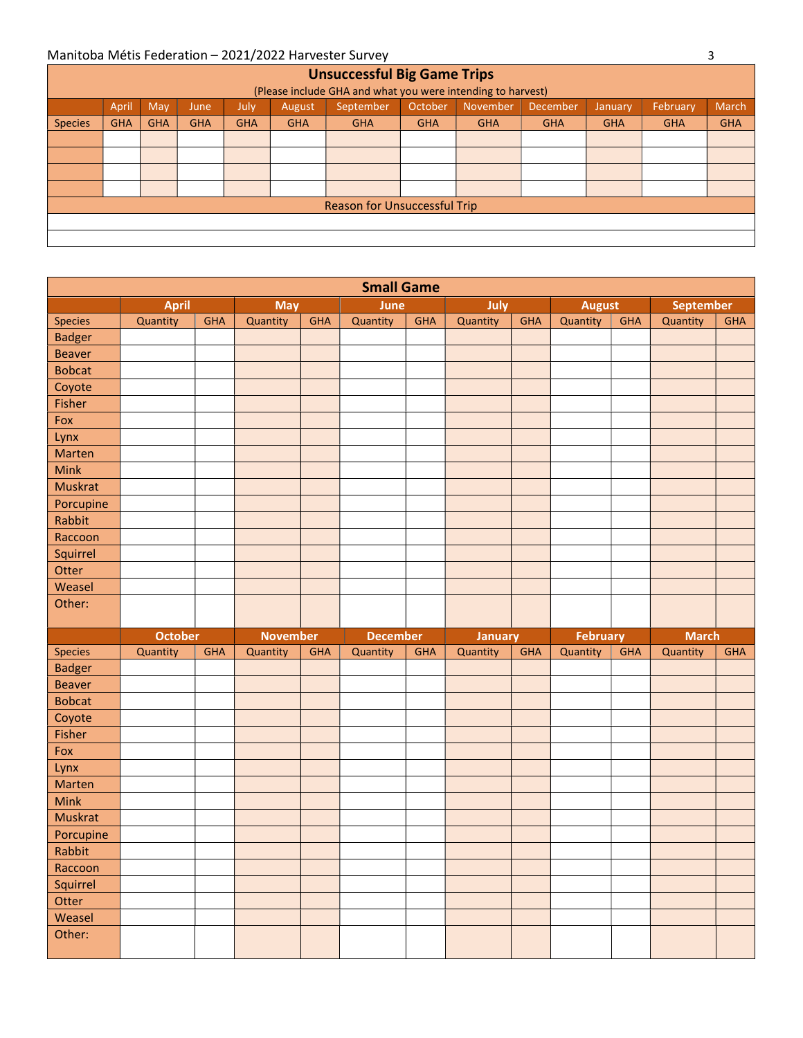## Unsuccessful Big Game Trips

(Please include GHA and what you were intending to harvest)

| | April | May | June | July | August | September | October | November | December | January | February | March |
|---|---|---|---|---|---|---|---|---|---|---|---|---|
| Species | GHA | GHA | GHA | GHA | GHA | GHA | GHA | GHA | GHA | GHA | GHA | GHA |
| | | | | | | | | | | | | |
| | | | | | | | | | | | | |
| | | | | | | | | | | | | |
| | | | | | | | | | | | | |

| Reason for Unsuccessful Trip |
|---|
| |
| |

## Small Game

| | April | | May | | June | | July | | August | | September | |
|---|---|---|---|---|---|---|---|---|---|---|---|---|
| Species | Quantity | GHA | Quantity | GHA | Quantity | GHA | Quantity | GHA | Quantity | GHA | Quantity | GHA |
| Badger | | | | | | | | | | | | |
| Beaver | | | | | | | | | | | | |
| Bobcat | | | | | | | | | | | | |
| Coyote | | | | | | | | | | | | |
| Fisher | | | | | | | | | | | | |
| Fox | | | | | | | | | | | | |
| Lynx | | | | | | | | | | | | |
| Marten | | | | | | | | | | | | |
| Mink | | | | | | | | | | | | |
| Muskrat | | | | | | | | | | | | |
| Porcupine | | | | | | | | | | | | |
| Rabbit | | | | | | | | | | | | |
| Raccoon | | | | | | | | | | | | |
| Squirrel | | | | | | | | | | | | |
| Otter | | | | | | | | | | | | |
| Weasel | | | | | | | | | | | | |
| Other: | | | | | | | | | | | | |

| | October | | November | | December | | January | | February | | March | |
|---|---|---|---|---|---|---|---|---|---|---|---|---|
| Species | Quantity | GHA | Quantity | GHA | Quantity | GHA | Quantity | GHA | Quantity | GHA | Quantity | GHA |
| Badger | | | | | | | | | | | | |
| Beaver | | | | | | | | | | | | |
| Bobcat | | | | | | | | | | | | |
| Coyote | | | | | | | | | | | | |
| Fisher | | | | | | | | | | | | |
| Fox | | | | | | | | | | | | |
| Lynx | | | | | | | | | | | | |
| Marten | | | | | | | | | | | | |
| Mink | | | | | | | | | | | | |
| Muskrat | | | | | | | | | | | | |
| Porcupine | | | | | | | | | | | | |
| Rabbit | | | | | | | | | | | | |
| Raccoon | | | | | | | | | | | | |
| Squirrel | | | | | | | | | | | | |
| Otter | | | | | | | | | | | | |
| Weasel | | | | | | | | | | | | |
| Other: | | | | | | | | | | | | |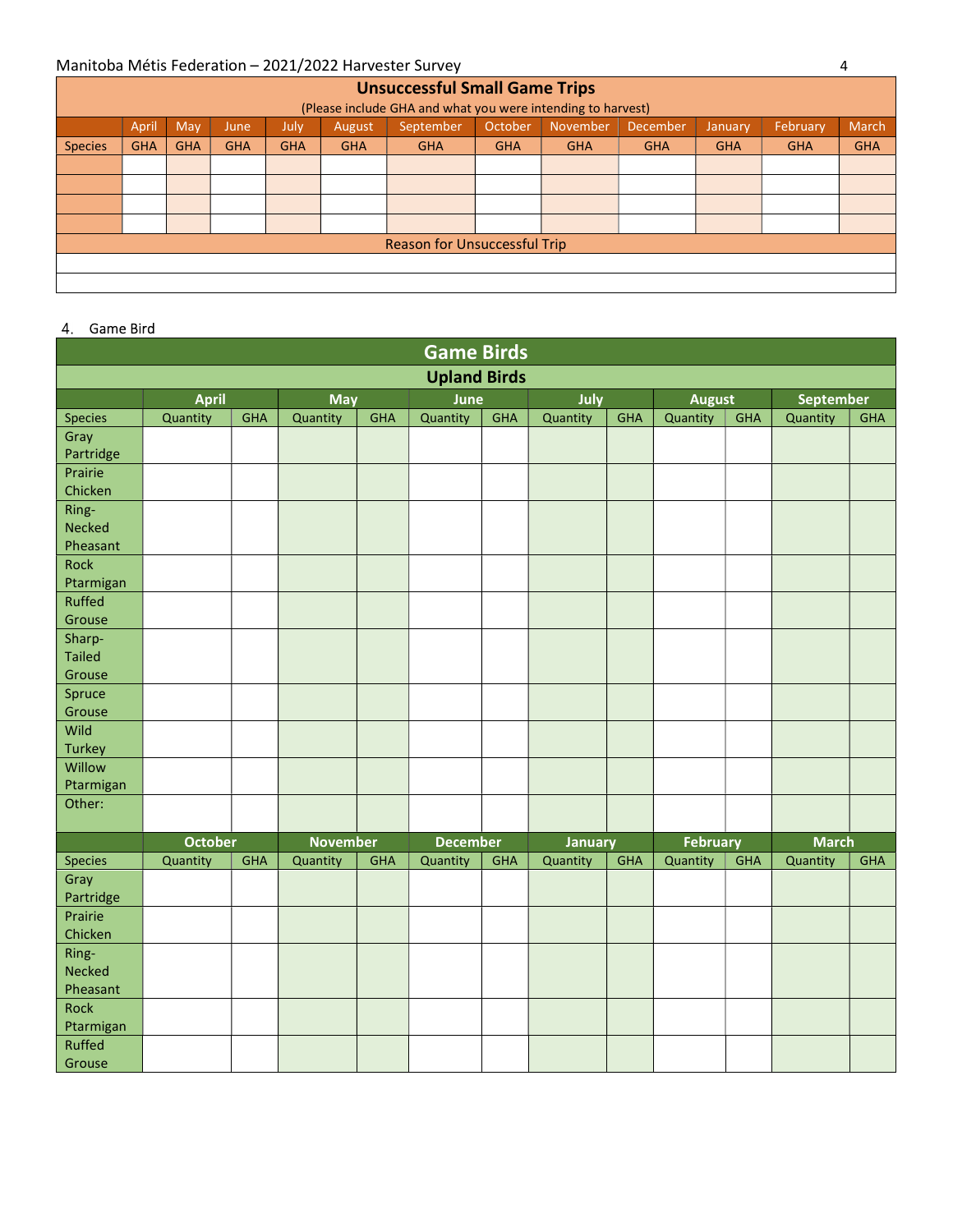| Unsuccessful Small Game Trips<br>(Please include GHA and what you were intending to harvest) | | | | | | | | | | | | |
|---|---|---|---|---|---|---|---|---|---|---|---|---|
| | April | May | June | July | August | September | October | November | December | January | February | March |
| Species | GHA | GHA | GHA | GHA | GHA | GHA | GHA | GHA | GHA | GHA | GHA | GHA |
| | | | | | | | | | | | | |
| | | | | | | | | | | | | |
| | | | | | | | | | | | | |
| | | | | | | | | | | | | |
| Reason for Unsuccessful Trip | | | | | | | | | | | | |
| | | | | | | | | | | | | |
| | | | | | | | | | | | | |

4. Game Bird

| Game Birds<br>Upland Birds | | | | | | | | | | | | |
|---|---|---|---|---|---|---|---|---|---|---|---|---|
| | April | | May | | June | | July | | August | | September | |
| Species | Quantity | GHA | Quantity | GHA | Quantity | GHA | Quantity | GHA | Quantity | GHA | Quantity | GHA |
| Gray Partridge | | | | | | | | | | | | |
| Prairie Chicken | | | | | | | | | | | | |
| Ring-Necked Pheasant | | | | | | | | | | | | |
| Rock Ptarmigan | | | | | | | | | | | | |
| Ruffed Grouse | | | | | | | | | | | | |
| Sharp-Tailed Grouse | | | | | | | | | | | | |
| Spruce Grouse | | | | | | | | | | | | |
| Wild Turkey | | | | | | | | | | | | |
| Willow Ptarmigan | | | | | | | | | | | | |
| Other: | | | | | | | | | | | | |
| | October | | November | | December | | January | | February | | March | |
| Species | Quantity | GHA | Quantity | GHA | Quantity | GHA | Quantity | GHA | Quantity | GHA | Quantity | GHA |
| Gray Partridge | | | | | | | | | | | | |
| Prairie Chicken | | | | | | | | | | | | |
| Ring-Necked Pheasant | | | | | | | | | | | | |
| Rock Ptarmigan | | | | | | | | | | | | |
| Ruffed Grouse | | | | | | | | | | | | |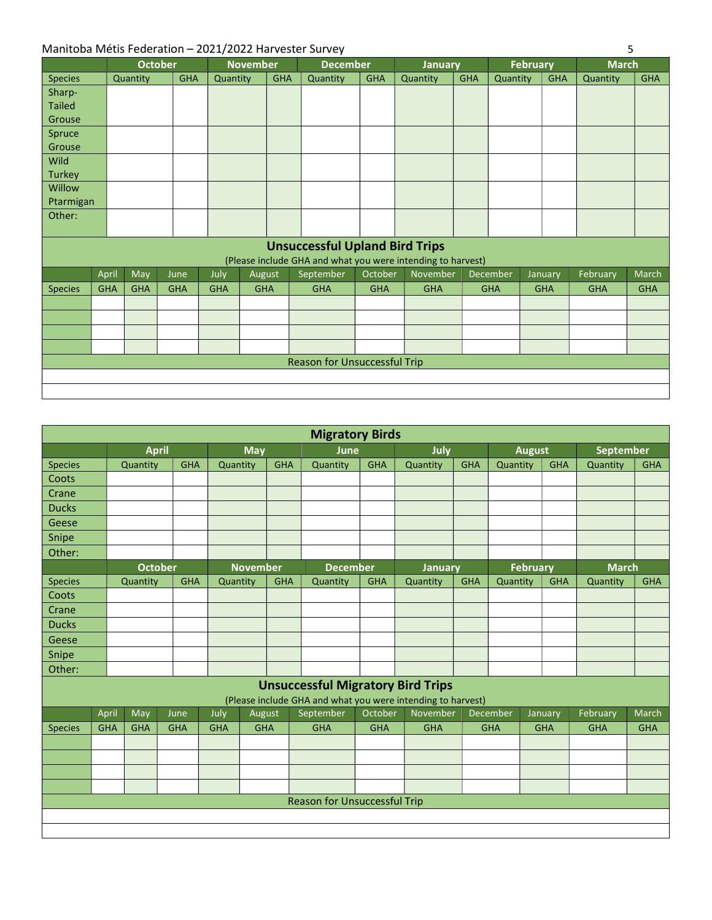| | October | | November | | December | | January | | February | | March | |
|---|---|---|---|---|---|---|---|---|---|---|---|---|
| Species | Quantity | GHA | Quantity | GHA | Quantity | GHA | Quantity | GHA | Quantity | GHA | Quantity | GHA |
| Sharp-Tailed Grouse | | | | | | | | | | | | |
| Spruce Grouse | | | | | | | | | | | | |
| Wild Turkey | | | | | | | | | | | | |
| Willow Ptarmigan | | | | | | | | | | | | |
| Other: | | | | | | | | | | | | |

## Unsuccessful Upland Bird Trips

(Please include GHA and what you were intending to harvest)

| | April | May | June | July | August | September | October | November | December | January | February | March |
|---|---|---|---|---|---|---|---|---|---|---|---|---|
| Species | GHA | GHA | GHA | GHA | GHA | GHA | GHA | GHA | GHA | GHA | GHA | GHA |
| | | | | | | | | | | | | |
| | | | | | | | | | | | | |
| | | | | | | | | | | | | |
| | | | | | | | | | | | | |

| Reason for Unsuccessful Trip |
|---|
| |
| |

## Migratory Birds

| | April | | May | | June | | July | | August | | September | |
|---|---|---|---|---|---|---|---|---|---|---|---|---|
| Species | Quantity | GHA | Quantity | GHA | Quantity | GHA | Quantity | GHA | Quantity | GHA | Quantity | GHA |
| Coots | | | | | | | | | | | | |
| Crane | | | | | | | | | | | | |
| Ducks | | | | | | | | | | | | |
| Geese | | | | | | | | | | | | |
| Snipe | | | | | | | | | | | | |
| Other: | | | | | | | | | | | | |
| | **October** | | **November** | | **December** | | **January** | | **February** | | **March** | |
| Species | Quantity | GHA | Quantity | GHA | Quantity | GHA | Quantity | GHA | Quantity | GHA | Quantity | GHA |
| Coots | | | | | | | | | | | | |
| Crane | | | | | | | | | | | | |
| Ducks | | | | | | | | | | | | |
| Geese | | | | | | | | | | | | |
| Snipe | | | | | | | | | | | | |
| Other: | | | | | | | | | | | | |

## Unsuccessful Migratory Bird Trips

(Please include GHA and what you were intending to harvest)

| | April | May | June | July | August | September | October | November | December | January | February | March |
|---|---|---|---|---|---|---|---|---|---|---|---|---|
| Species | GHA | GHA | GHA | GHA | GHA | GHA | GHA | GHA | GHA | GHA | GHA | GHA |
| | | | | | | | | | | | | |
| | | | | | | | | | | | | |
| | | | | | | | | | | | | |
| | | | | | | | | | | | | |

| Reason for Unsuccessful Trip |
|---|
| |
| |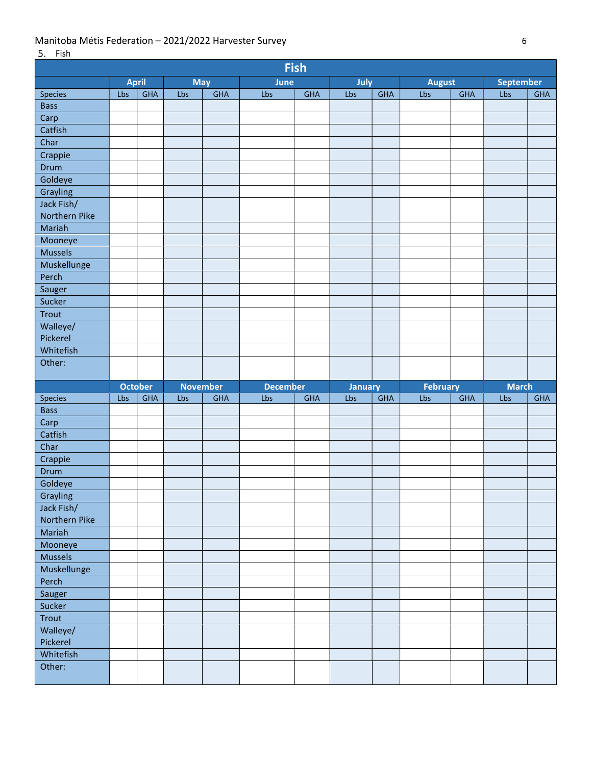5. Fish

| Fish | | | | | | | | | | | | |
|---|---|---|---|---|---|---|---|---|---|---|---|---|
| | April | | May | | June | | July | | August | | September | |
| Species | Lbs | GHA | Lbs | GHA | Lbs | GHA | Lbs | GHA | Lbs | GHA | Lbs | GHA |
| Bass | | | | | | | | | | | | |
| Carp | | | | | | | | | | | | |
| Catfish | | | | | | | | | | | | |
| Char | | | | | | | | | | | | |
| Crappie | | | | | | | | | | | | |
| Drum | | | | | | | | | | | | |
| Goldeye | | | | | | | | | | | | |
| Grayling | | | | | | | | | | | | |
| Jack Fish/ Northern Pike | | | | | | | | | | | | |
| Mariah | | | | | | | | | | | | |
| Mooneye | | | | | | | | | | | | |
| Mussels | | | | | | | | | | | | |
| Muskellunge | | | | | | | | | | | | |
| Perch | | | | | | | | | | | | |
| Sauger | | | | | | | | | | | | |
| Sucker | | | | | | | | | | | | |
| Trout | | | | | | | | | | | | |
| Walleye/ Pickerel | | | | | | | | | | | | |
| Whitefish | | | | | | | | | | | | |
| Other: | | | | | | | | | | | | |
| | October | | November | | December | | January | | February | | March | |
| Species | Lbs | GHA | Lbs | GHA | Lbs | GHA | Lbs | GHA | Lbs | GHA | Lbs | GHA |
| Bass | | | | | | | | | | | | |
| Carp | | | | | | | | | | | | |
| Catfish | | | | | | | | | | | | |
| Char | | | | | | | | | | | | |
| Crappie | | | | | | | | | | | | |
| Drum | | | | | | | | | | | | |
| Goldeye | | | | | | | | | | | | |
| Grayling | | | | | | | | | | | | |
| Jack Fish/ Northern Pike | | | | | | | | | | | | |
| Mariah | | | | | | | | | | | | |
| Mooneye | | | | | | | | | | | | |
| Mussels | | | | | | | | | | | | |
| Muskellunge | | | | | | | | | | | | |
| Perch | | | | | | | | | | | | |
| Sauger | | | | | | | | | | | | |
| Sucker | | | | | | | | | | | | |
| Trout | | | | | | | | | | | | |
| Walleye/ Pickerel | | | | | | | | | | | | |
| Whitefish | | | | | | | | | | | | |
| Other: | | | | | | | | | | | | |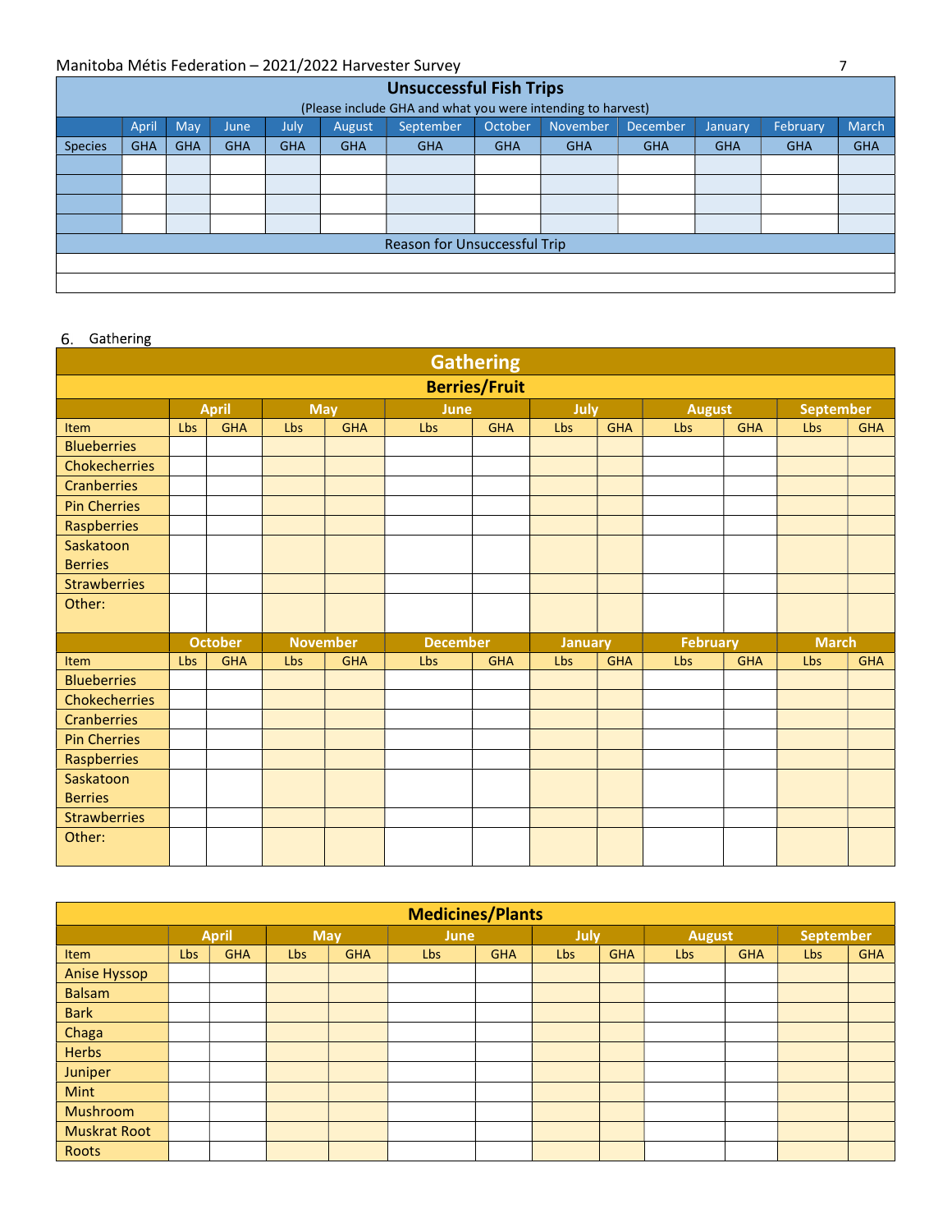## Unsuccessful Fish Trips

(Please include GHA and what you were intending to harvest)

| | April | May | June | July | August | September | October | November | December | January | February | March |
|---|---|---|---|---|---|---|---|---|---|---|---|---|
| Species | GHA | GHA | GHA | GHA | GHA | GHA | GHA | GHA | GHA | GHA | GHA | GHA |
| | | | | | | | | | | | | |
| | | | | | | | | | | | | |
| | | | | | | | | | | | | |
| | | | | | | | | | | | | |

| Reason for Unsuccessful Trip |
|---|
| |
| |

6. Gathering

## Gathering

### Berries/Fruit

| | April | | May | | June | | July | | August | | September | |
|---|---|---|---|---|---|---|---|---|---|---|---|---|
| Item | Lbs | GHA | Lbs | GHA | Lbs | GHA | Lbs | GHA | Lbs | GHA | Lbs | GHA |
| Blueberries | | | | | | | | | | | | |
| Chokecherries | | | | | | | | | | | | |
| Cranberries | | | | | | | | | | | | |
| Pin Cherries | | | | | | | | | | | | |
| Raspberries | | | | | | | | | | | | |
| Saskatoon Berries | | | | | | | | | | | | |
| Strawberries | | | | | | | | | | | | |
| Other: | | | | | | | | | | | | |
| | **October** | | **November** | | **December** | | **January** | | **February** | | **March** | |
| Item | Lbs | GHA | Lbs | GHA | Lbs | GHA | Lbs | GHA | Lbs | GHA | Lbs | GHA |
| Blueberries | | | | | | | | | | | | |
| Chokecherries | | | | | | | | | | | | |
| Cranberries | | | | | | | | | | | | |
| Pin Cherries | | | | | | | | | | | | |
| Raspberries | | | | | | | | | | | | |
| Saskatoon Berries | | | | | | | | | | | | |
| Strawberries | | | | | | | | | | | | |
| Other: | | | | | | | | | | | | |

### Medicines/Plants

| | April | | May | | June | | July | | August | | September | |
|---|---|---|---|---|---|---|---|---|---|---|---|---|
| Item | Lbs | GHA | Lbs | GHA | Lbs | GHA | Lbs | GHA | Lbs | GHA | Lbs | GHA |
| Anise Hyssop | | | | | | | | | | | | |
| Balsam | | | | | | | | | | | | |
| Bark | | | | | | | | | | | | |
| Chaga | | | | | | | | | | | | |
| Herbs | | | | | | | | | | | | |
| Juniper | | | | | | | | | | | | |
| Mint | | | | | | | | | | | | |
| Mushroom | | | | | | | | | | | | |
| Muskrat Root | | | | | | | | | | | | |
| Roots | | | | | | | | | | | | |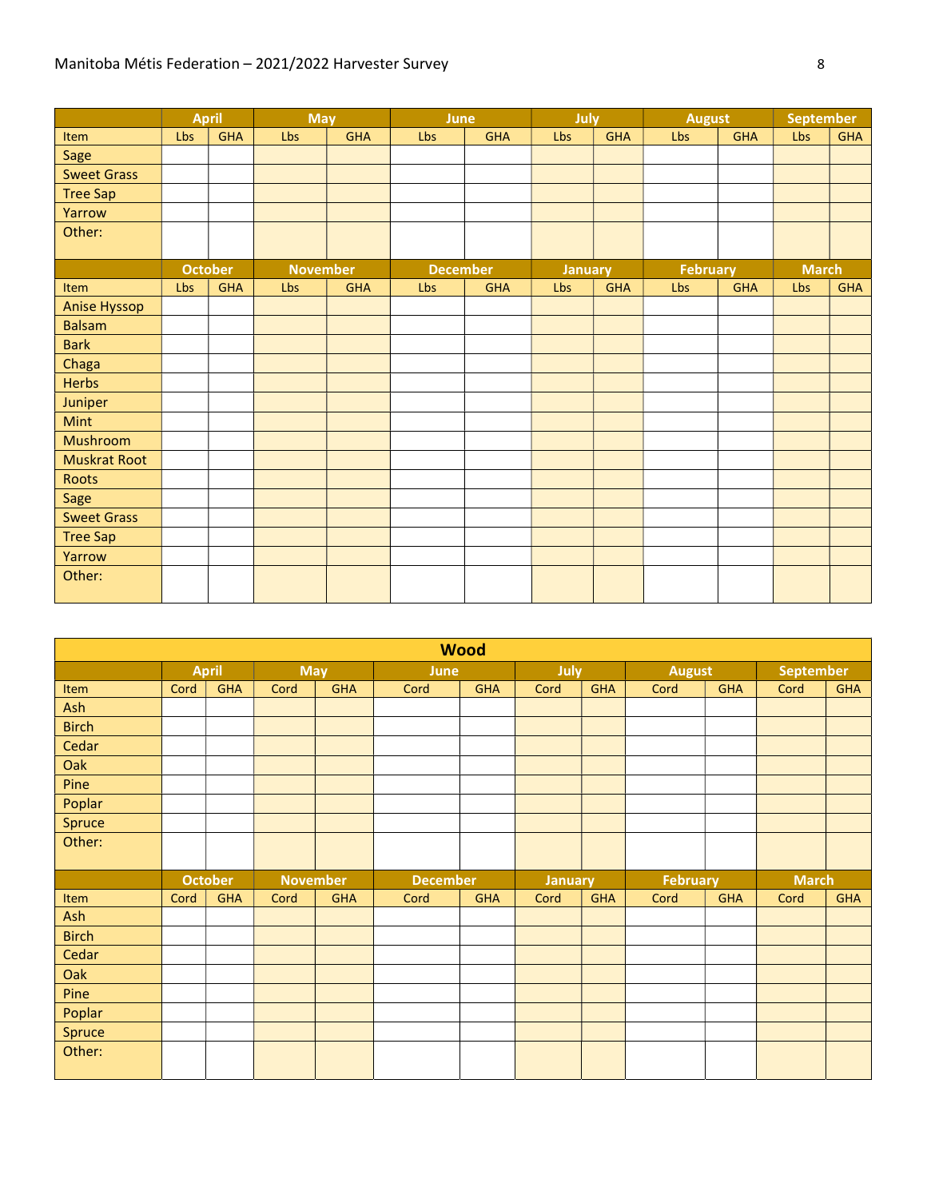| | April | | May | | June | | July | | August | | September | |
|---|---|---|---|---|---|---|---|---|---|---|---|---|
| Item | Lbs | GHA | Lbs | GHA | Lbs | GHA | Lbs | GHA | Lbs | GHA | Lbs | GHA |
| Sage | | | | | | | | | | | | |
| Sweet Grass | | | | | | | | | | | | |
| Tree Sap | | | | | | | | | | | | |
| Yarrow | | | | | | | | | | | | |
| Other: | | | | | | | | | | | | |
| | October | | November | | December | | January | | February | | March | |
| Item | Lbs | GHA | Lbs | GHA | Lbs | GHA | Lbs | GHA | Lbs | GHA | Lbs | GHA |
| Anise Hyssop | | | | | | | | | | | | |
| Balsam | | | | | | | | | | | | |
| Bark | | | | | | | | | | | | |
| Chaga | | | | | | | | | | | | |
| Herbs | | | | | | | | | | | | |
| Juniper | | | | | | | | | | | | |
| Mint | | | | | | | | | | | | |
| Mushroom | | | | | | | | | | | | |
| Muskrat Root | | | | | | | | | | | | |
| Roots | | | | | | | | | | | | |
| Sage | | | | | | | | | | | | |
| Sweet Grass | | | | | | | | | | | | |
| Tree Sap | | | | | | | | | | | | |
| Yarrow | | | | | | | | | | | | |
| Other: | | | | | | | | | | | | |

| Wood | | | | | | | | | | | | |
|---|---|---|---|---|---|---|---|---|---|---|---|---|
| | April | | May | | June | | July | | August | | September | |
| Item | Cord | GHA | Cord | GHA | Cord | GHA | Cord | GHA | Cord | GHA | Cord | GHA |
| Ash | | | | | | | | | | | | |
| Birch | | | | | | | | | | | | |
| Cedar | | | | | | | | | | | | |
| Oak | | | | | | | | | | | | |
| Pine | | | | | | | | | | | | |
| Poplar | | | | | | | | | | | | |
| Spruce | | | | | | | | | | | | |
| Other: | | | | | | | | | | | | |
| | October | | November | | December | | January | | February | | March | |
| Item | Cord | GHA | Cord | GHA | Cord | GHA | Cord | GHA | Cord | GHA | Cord | GHA |
| Ash | | | | | | | | | | | | |
| Birch | | | | | | | | | | | | |
| Cedar | | | | | | | | | | | | |
| Oak | | | | | | | | | | | | |
| Pine | | | | | | | | | | | | |
| Poplar | | | | | | | | | | | | |
| Spruce | | | | | | | | | | | | |
| Other: | | | | | | | | | | | | |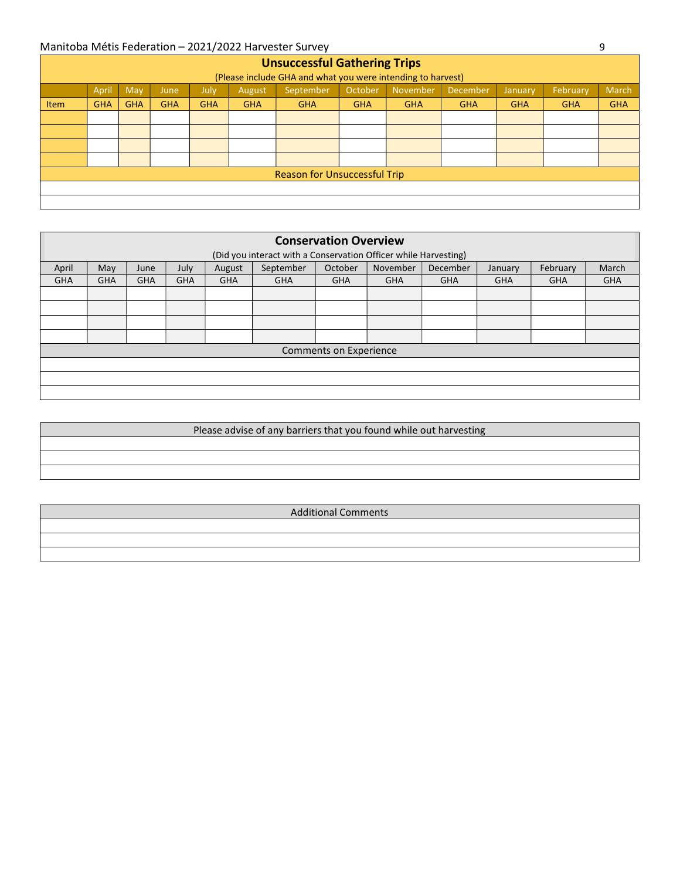| Unsuccessful Gathering Trips (Please include GHA and what you were intending to harvest) | | | | | | | | | | | | |
|---|---|---|---|---|---|---|---|---|---|---|---|---|
| | April | May | June | July | August | September | October | November | December | January | February | March |
| Item | GHA | GHA | GHA | GHA | GHA | GHA | GHA | GHA | GHA | GHA | GHA | GHA |
| | | | | | | | | | | | | |
| | | | | | | | | | | | | |
| | | | | | | | | | | | | |
| | | | | | | | | | | | | |
| Reason for Unsuccessful Trip | | | | | | | | | | | | |
| | | | | | | | | | | | | |
| | | | | | | | | | | | | |

| Conservation Overview (Did you interact with a Conservation Officer while Harvesting) | | | | | | | | | | | |
|---|---|---|---|---|---|---|---|---|---|---|---|
| April | May | June | July | August | September | October | November | December | January | February | March |
| GHA | GHA | GHA | GHA | GHA | GHA | GHA | GHA | GHA | GHA | GHA | GHA |
| | | | | | | | | | | | |
| | | | | | | | | | | | |
| | | | | | | | | | | | |
| | | | | | | | | | | | |
| Comments on Experience | | | | | | | | | | | |
| | | | | | | | | | | | |
| | | | | | | | | | | | |
| | | | | | | | | | | | |

| Please advise of any barriers that you found while out harvesting |
|---|
| |
| |
| |

| Additional Comments |
|---|
| |
| |
| |